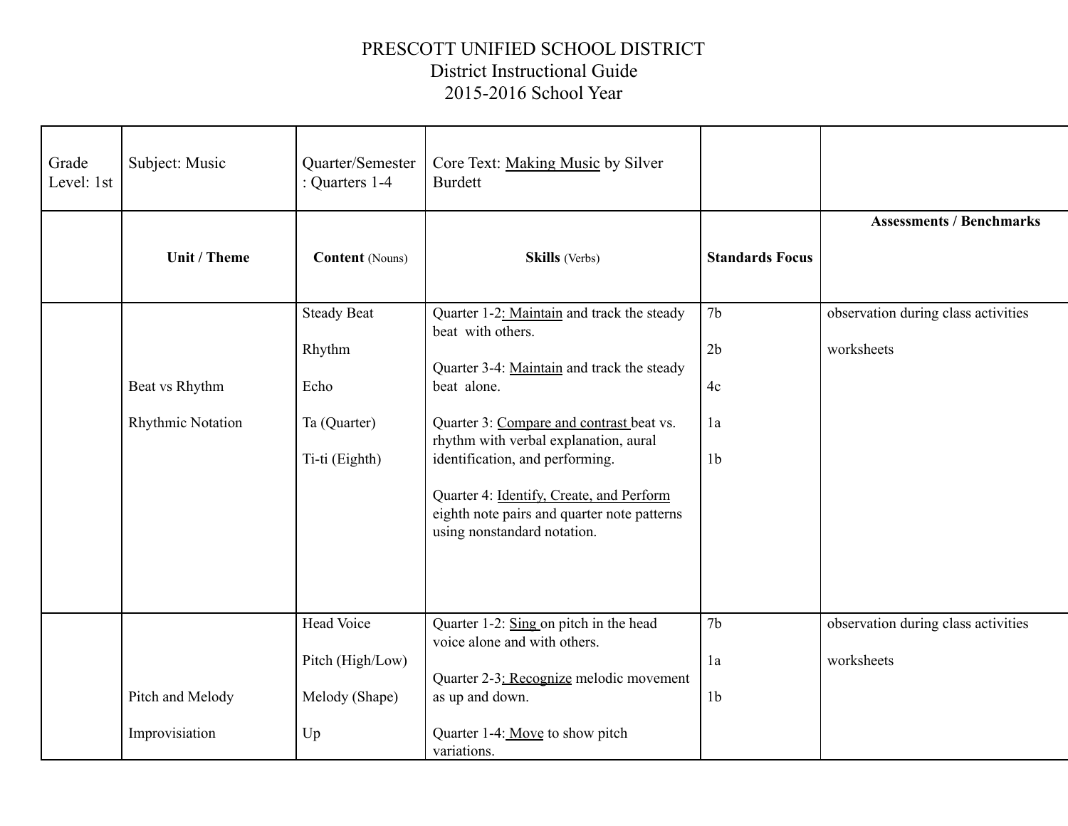PRESCOTT UNIFIED SCHOOL DISTRICT
District Instructional Guide
2015-2016 School Year

| Grade Level: 1st | Subject: Music | Quarter/Semester: Quarters 1-4 | Core Text: Making Music by Silver Burdett | | |
|---|---|---|---|---|---|
| | **Unit / Theme** | **Content** (Nouns) | **Skills** (Verbs) | **Standards Focus** | **Assessments / Benchmarks** |
| | Beat vs Rhythm<br><br>Rhythmic Notation | Steady Beat<br><br>Rhythm<br><br>Echo<br><br>Ta (Quarter)<br><br>Ti-ti (Eighth) | Quarter 1-2: Maintain and track the steady beat with others.<br><br>Quarter 3-4: Maintain and track the steady beat alone.<br><br>Quarter 3: Compare and contrast beat vs. rhythm with verbal explanation, aural identification, and performing.<br><br>Quarter 4: Identify, Create, and Perform eighth note pairs and quarter note patterns using nonstandard notation. | 7b<br><br>2b<br><br>4c<br><br>1a<br><br>1b | observation during class activities<br><br>worksheets |
| | Pitch and Melody<br><br>Improvisiation | Head Voice<br><br>Pitch (High/Low)<br><br>Melody (Shape)<br><br>Up | Quarter 1-2: Sing on pitch in the head voice alone and with others.<br><br>Quarter 2-3: Recognize melodic movement as up and down.<br><br>Quarter 1-4: Move to show pitch variations. | 7b<br><br>1a<br><br>1b | observation during class activities<br><br>worksheets |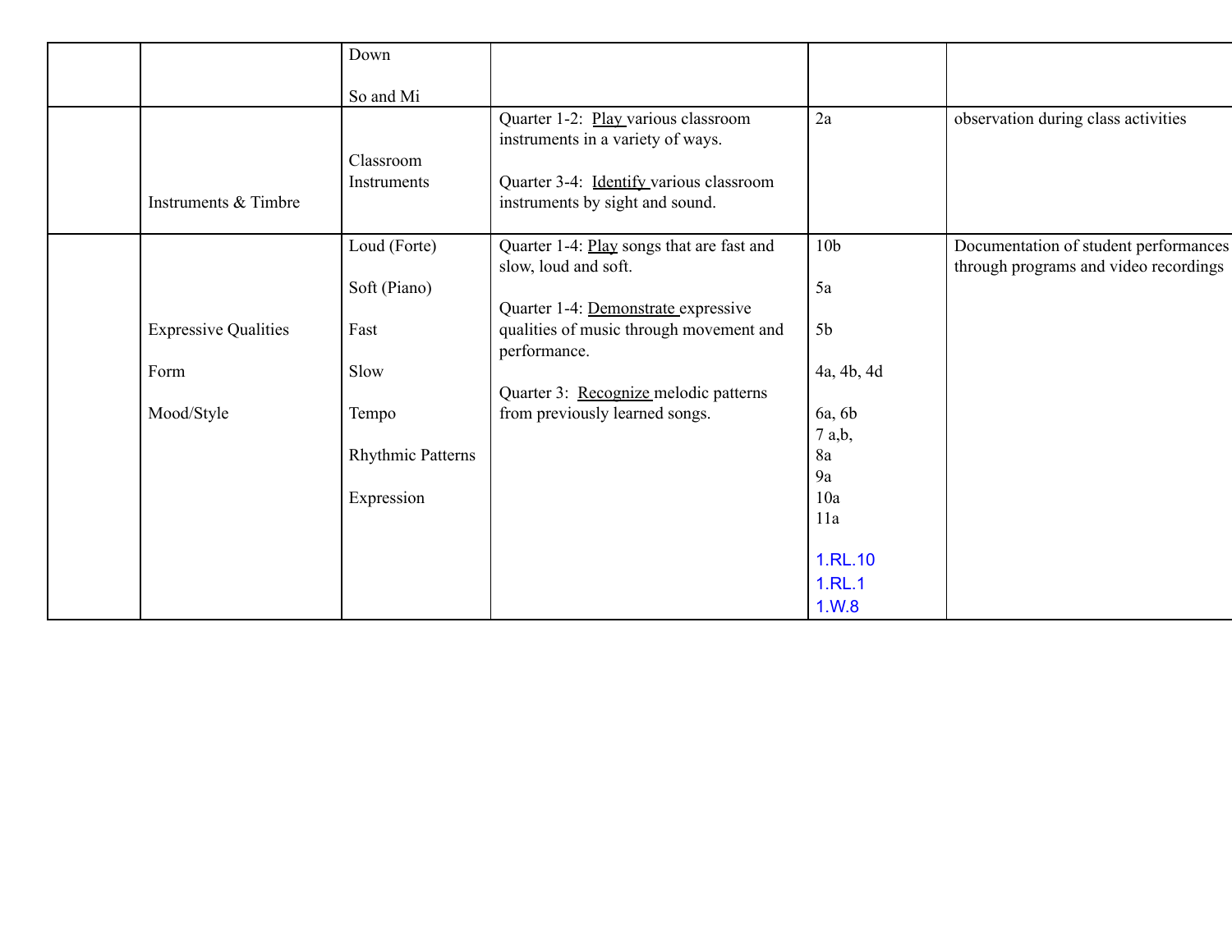| | | | | | |
|---|---|---|---|---|---|
| | | Down<br><br>So and Mi | | | |
| | Instruments & Timbre | Classroom Instruments | Quarter 1-2: Play various classroom instruments in a variety of ways.<br><br>Quarter 3-4: Identify various classroom instruments by sight and sound. | 2a | observation during class activities |
| | Expressive Qualities<br><br>Form<br><br>Mood/Style | Loud (Forte)<br><br>Soft (Piano)<br><br>Fast<br><br>Slow<br><br>Tempo<br><br>Rhythmic Patterns<br><br>Expression | Quarter 1-4: Play songs that are fast and slow, loud and soft.<br><br>Quarter 1-4: Demonstrate expressive qualities of music through movement and performance.<br><br>Quarter 3: Recognize melodic patterns from previously learned songs. | 10b<br><br>5a<br><br>5b<br><br>4a, 4b, 4d<br><br>6a, 6b<br>7 a,b,<br>8a<br>9a<br>10a<br>11a<br><br>1.RL.10<br>1.RL.1<br>1.W.8 | Documentation of student performances through programs and video recordings |